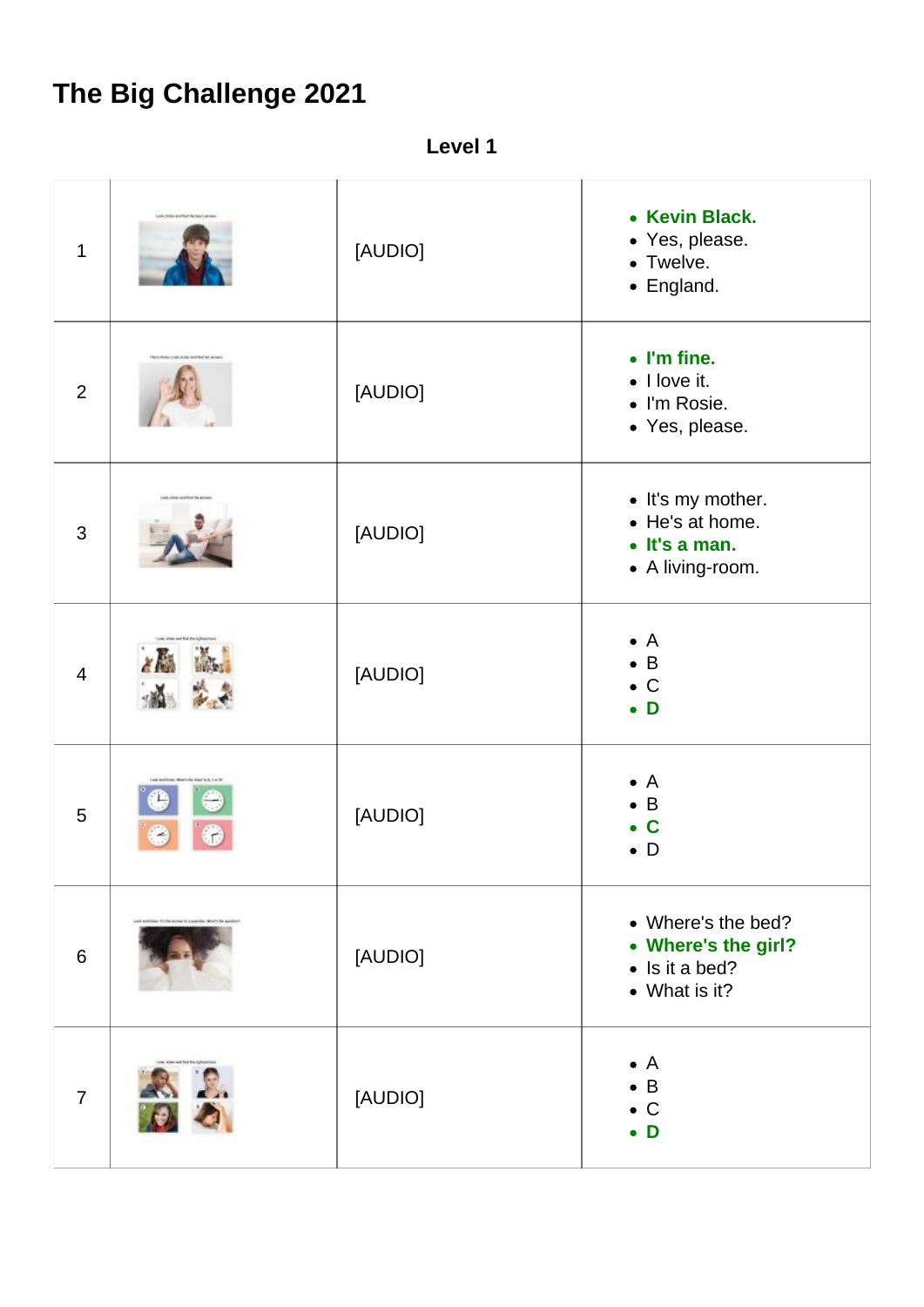# The Big Challenge 2021

**Level 1**

| | | | |
|---|---|---|---|
| 1 | | [AUDIO] | • **Kevin Black.**<br>• Yes, please.<br>• Twelve.<br>• England. |
| 2 | | [AUDIO] | • **I'm fine.**<br>• I love it.<br>• I'm Rosie.<br>• Yes, please. |
| 3 | | [AUDIO] | • It's my mother.<br>• He's at home.<br>• **It's a man.**<br>• A living-room. |
| 4 | | [AUDIO] | • A<br>• B<br>• C<br>• **D** |
| 5 | | [AUDIO] | • A<br>• B<br>• **C**<br>• D |
| 6 | | [AUDIO] | • Where's the bed?<br>• **Where's the girl?**<br>• Is it a bed?<br>• What is it? |
| 7 | | [AUDIO] | • A<br>• B<br>• C<br>• **D** |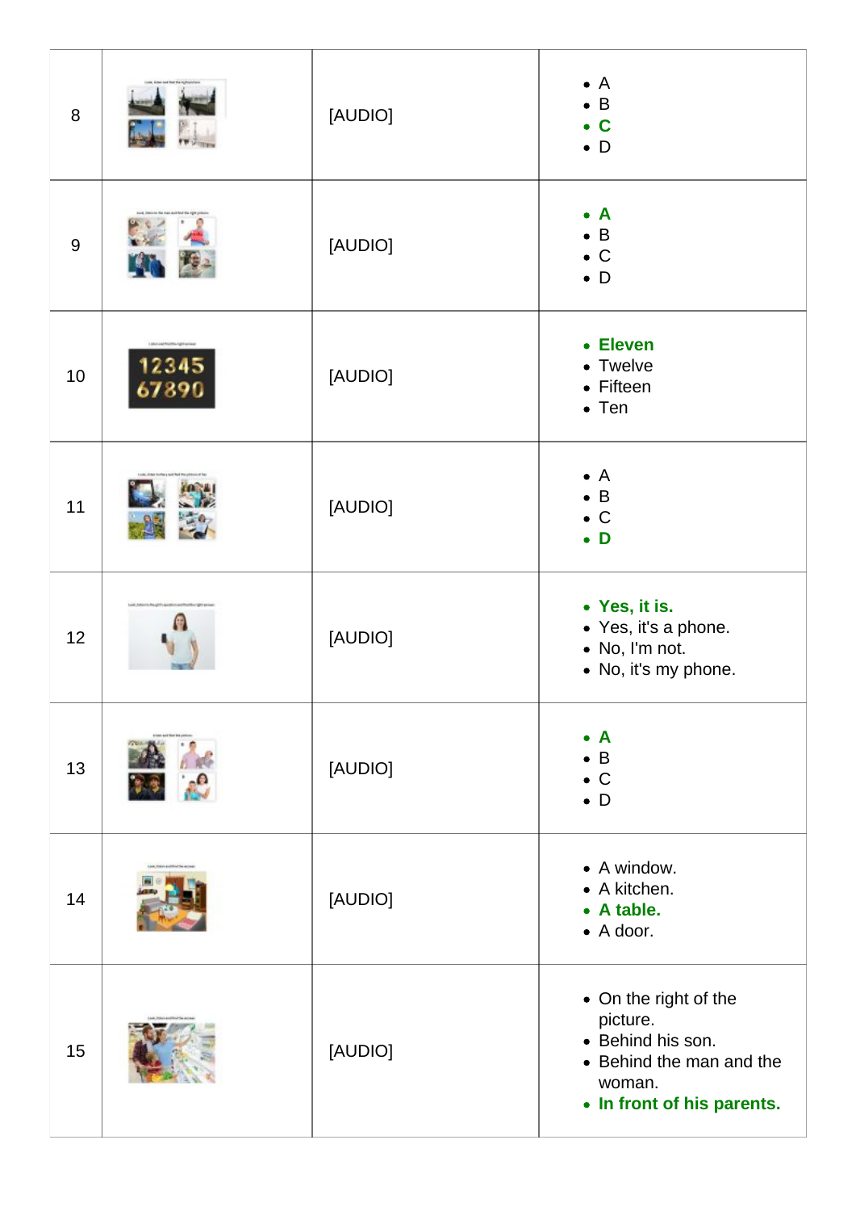| | | | |
|---|---|---|---|
| 8 | | [AUDIO] | • A<br>• B<br>• **C**<br>• D |
| 9 | | [AUDIO] | • **A**<br>• B<br>• C<br>• D |
| 10 | | [AUDIO] | • **Eleven**<br>• Twelve<br>• Fifteen<br>• Ten |
| 11 | | [AUDIO] | • A<br>• B<br>• C<br>• **D** |
| 12 | | [AUDIO] | • **Yes, it is.**<br>• Yes, it's a phone.<br>• No, I'm not.<br>• No, it's my phone. |
| 13 | | [AUDIO] | • **A**<br>• B<br>• C<br>• D |
| 14 | | [AUDIO] | • A window.<br>• A kitchen.<br>• **A table.**<br>• A door. |
| 15 | | [AUDIO] | • On the right of the picture.<br>• Behind his son.<br>• Behind the man and the woman.<br>• **In front of his parents.** |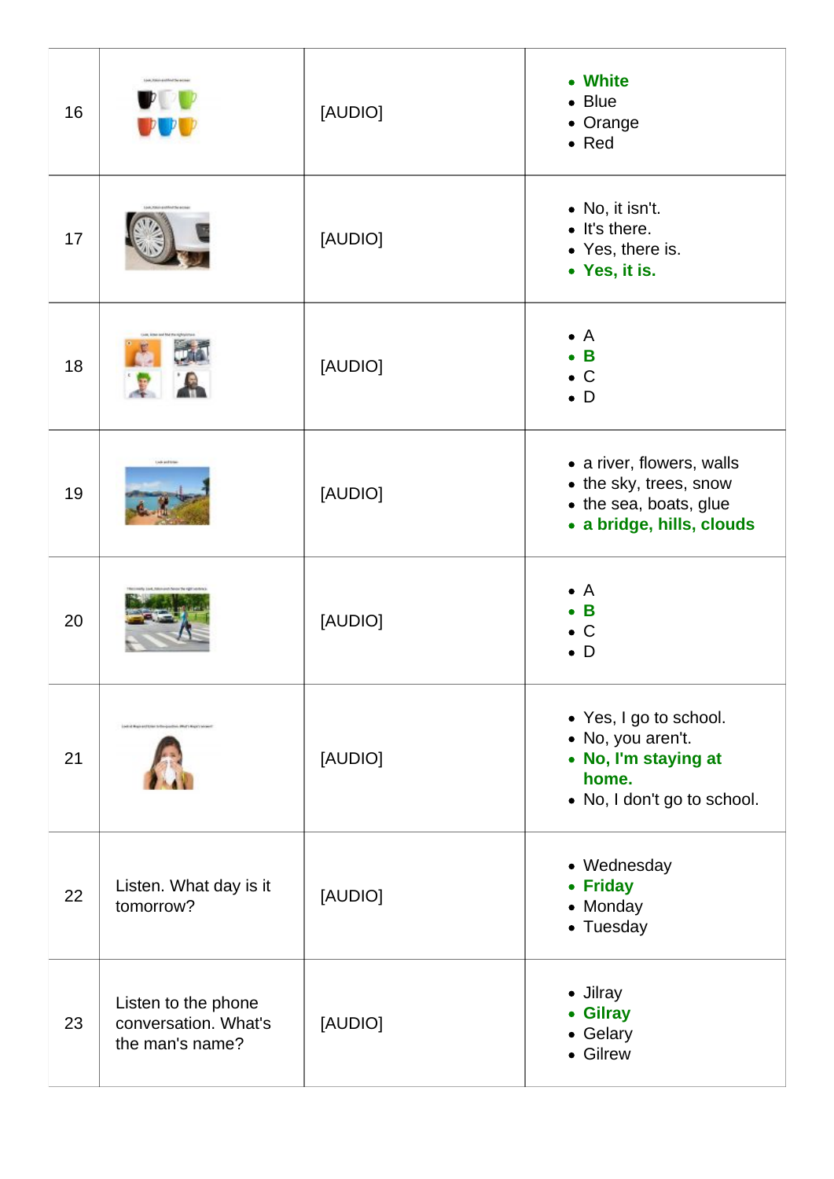| | | | |
|---|---|---|---|
| 16 | | [AUDIO] | • **White**<br>• Blue<br>• Orange<br>• Red |
| 17 | | [AUDIO] | • No, it isn't.<br>• It's there.<br>• Yes, there is.<br>• **Yes, it is.** |
| 18 | | [AUDIO] | • A<br>• **B**<br>• C<br>• D |
| 19 | | [AUDIO] | • a river, flowers, walls<br>• the sky, trees, snow<br>• the sea, boats, glue<br>• **a bridge, hills, clouds** |
| 20 | | [AUDIO] | • A<br>• **B**<br>• C<br>• D |
| 21 | | [AUDIO] | • Yes, I go to school.<br>• No, you aren't.<br>• **No, I'm staying at home.**<br>• No, I don't go to school. |
| 22 | Listen. What day is it tomorrow? | [AUDIO] | • Wednesday<br>• **Friday**<br>• Monday<br>• Tuesday |
| 23 | Listen to the phone conversation. What's the man's name? | [AUDIO] | • Jilray<br>• **Gilray**<br>• Gelary<br>• Gilrew |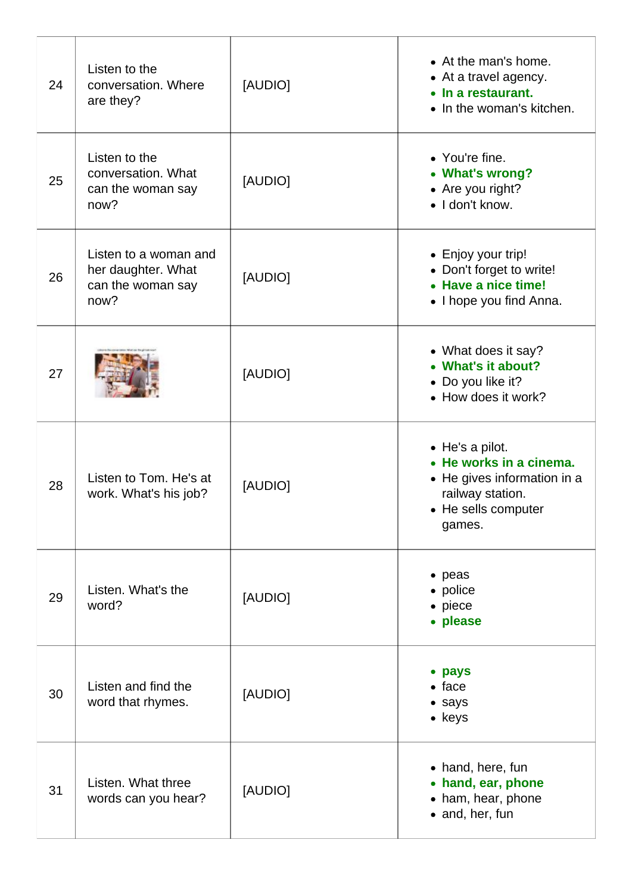| | | | |
|---|---|---|---|
| 24 | Listen to the conversation. Where are they? | [AUDIO] | • At the man's home.<br>• At a travel agency.<br>• **In a restaurant.**<br>• In the woman's kitchen. |
| 25 | Listen to the conversation. What can the woman say now? | [AUDIO] | • You're fine.<br>• **What's wrong?**<br>• Are you right?<br>• I don't know. |
| 26 | Listen to a woman and her daughter. What can the woman say now? | [AUDIO] | • Enjoy your trip!<br>• Don't forget to write!<br>• **Have a nice time!**<br>• I hope you find Anna. |
| 27 | | [AUDIO] | • What does it say?<br>• **What's it about?**<br>• Do you like it?<br>• How does it work? |
| 28 | Listen to Tom. He's at work. What's his job? | [AUDIO] | • He's a pilot.<br>• **He works in a cinema.**<br>• He gives information in a railway station.<br>• He sells computer games. |
| 29 | Listen. What's the word? | [AUDIO] | • peas<br>• police<br>• piece<br>• **please** |
| 30 | Listen and find the word that rhymes. | [AUDIO] | • **pays**<br>• face<br>• says<br>• keys |
| 31 | Listen. What three words can you hear? | [AUDIO] | • hand, here, fun<br>• **hand, ear, phone**<br>• ham, hear, phone<br>• and, her, fun |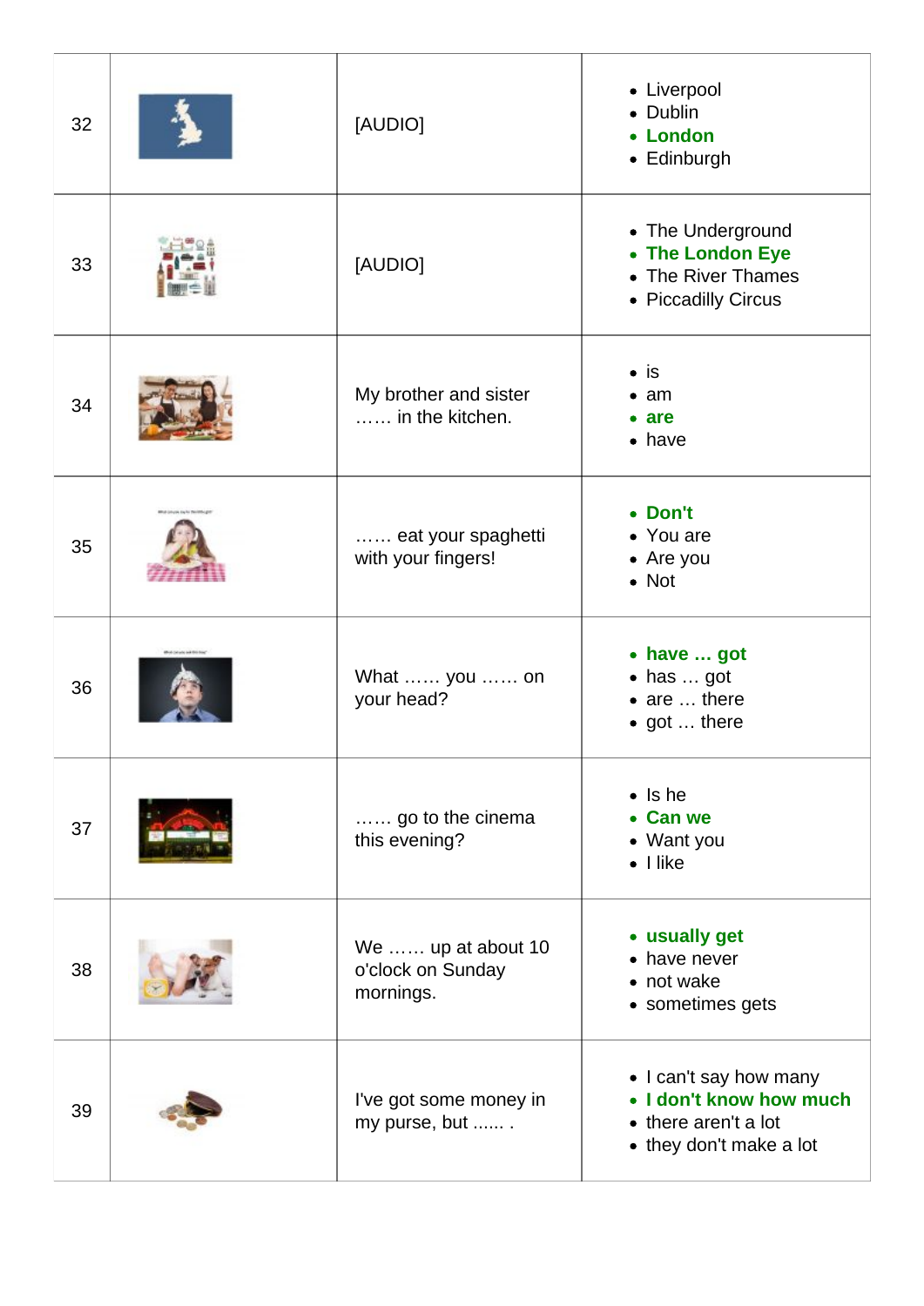| 32 | | [AUDIO] | • Liverpool<br>• Dublin<br>• **London**<br>• Edinburgh |
|---|---|---|---|
| 33 | | [AUDIO] | • The Underground<br>• **The London Eye**<br>• The River Thames<br>• Piccadilly Circus |
| 34 | | My brother and sister …… in the kitchen. | • is<br>• am<br>• **are**<br>• have |
| 35 | | …… eat your spaghetti with your fingers! | • **Don't**<br>• You are<br>• Are you<br>• Not |
| 36 | | What …… you …… on your head? | • **have … got**<br>• has … got<br>• are … there<br>• got … there |
| 37 | | …… go to the cinema this evening? | • Is he<br>• **Can we**<br>• Want you<br>• I like |
| 38 | | We …… up at about 10 o'clock on Sunday mornings. | • **usually get**<br>• have never<br>• not wake<br>• sometimes gets |
| 39 | | I've got some money in my purse, but ...... . | • I can't say how many<br>• **I don't know how much**<br>• there aren't a lot<br>• they don't make a lot |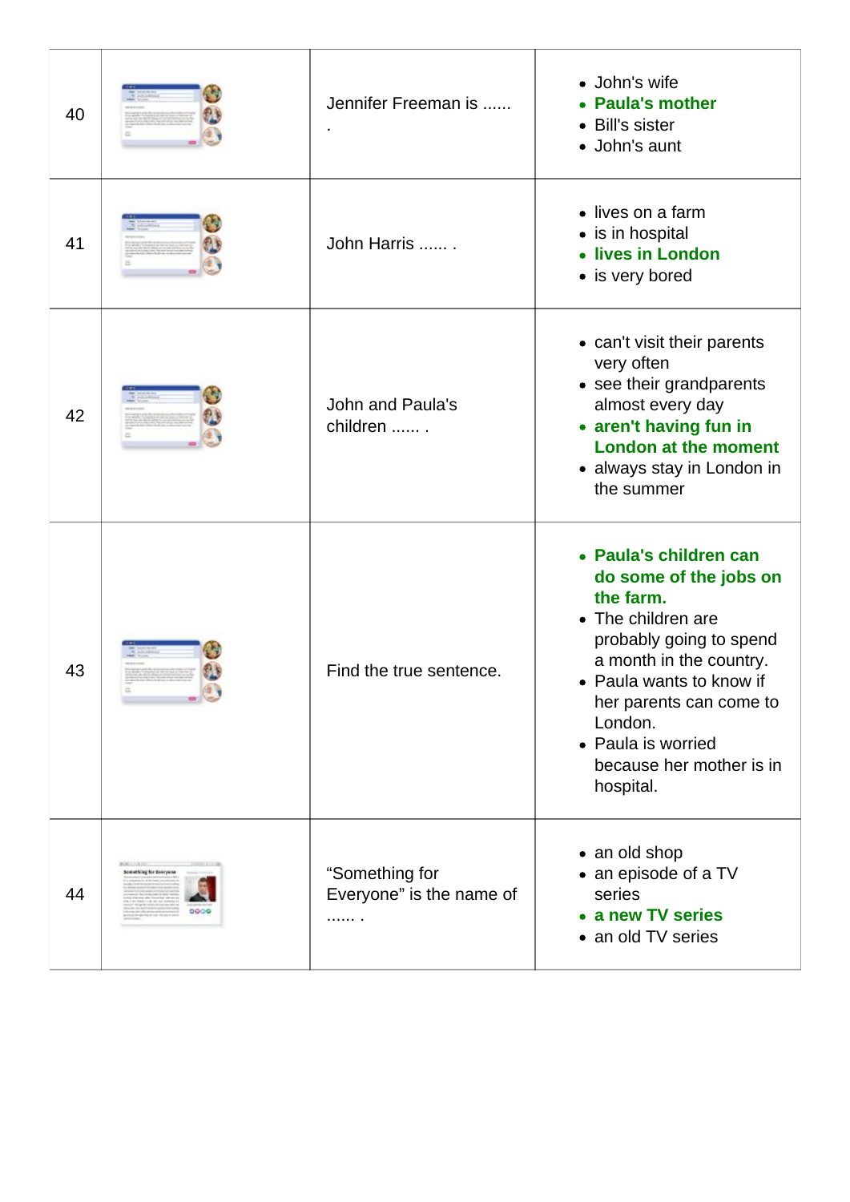| | | | |
|---|---|---|---|
| 40 | | Jennifer Freeman is ...... . | • John's wife<br>• **Paula's mother**<br>• Bill's sister<br>• John's aunt |
| 41 | | John Harris ...... . | • lives on a farm<br>• is in hospital<br>• **lives in London**<br>• is very bored |
| 42 | | John and Paula's children ...... . | • can't visit their parents very often<br>• see their grandparents almost every day<br>• **aren't having fun in London at the moment**<br>• always stay in London in the summer |
| 43 | | Find the true sentence. | • **Paula's children can do some of the jobs on the farm.**<br>• The children are probably going to spend a month in the country.<br>• Paula wants to know if her parents can come to London.<br>• Paula is worried because her mother is in hospital. |
| 44 | | "Something for Everyone" is the name of ...... . | • an old shop<br>• an episode of a TV series<br>• **a new TV series**<br>• an old TV series |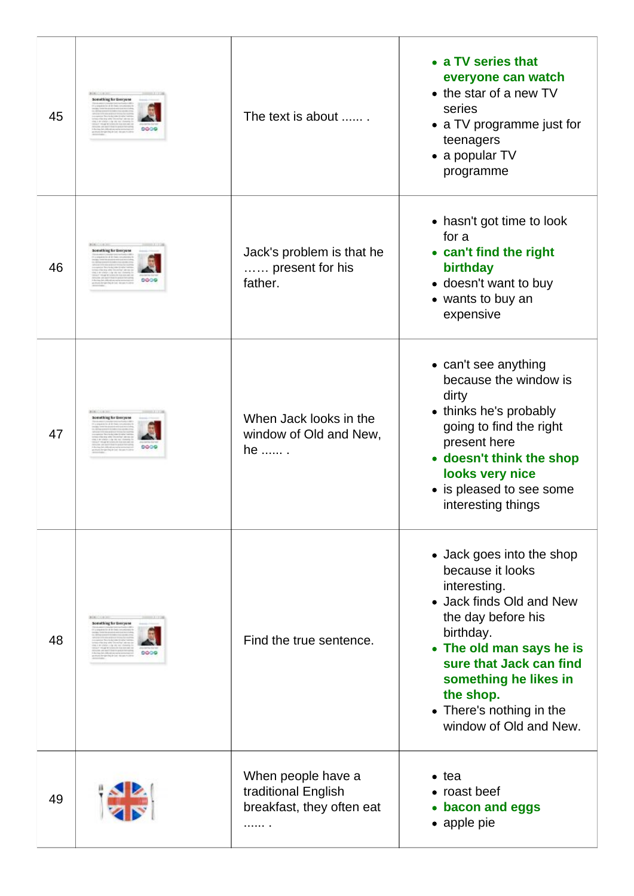| | | | |
|---|---|---|---|
| 45 | | The text is about ...... . | <ul><li>**a TV series that everyone can watch**</li><li>the star of a new TV series</li><li>a TV programme just for teenagers</li><li>a popular TV programme</li></ul> |
| 46 | | Jack's problem is that he …… present for his father. | <ul><li>hasn't got time to look for a</li><li>**can't find the right birthday**</li><li>doesn't want to buy</li><li>wants to buy an expensive</li></ul> |
| 47 | | When Jack looks in the window of Old and New, he ...... . | <ul><li>can't see anything because the window is dirty</li><li>thinks he's probably going to find the right present here</li><li>**doesn't think the shop looks very nice**</li><li>is pleased to see some interesting things</li></ul> |
| 48 | | Find the true sentence. | <ul><li>Jack goes into the shop because it looks interesting.</li><li>Jack finds Old and New the day before his birthday.</li><li>**The old man says he is sure that Jack can find something he likes in the shop.**</li><li>There's nothing in the window of Old and New.</li></ul> |
| 49 | | When people have a traditional English breakfast, they often eat ...... . | <ul><li>tea</li><li>roast beef</li><li>**bacon and eggs**</li><li>apple pie</li></ul> |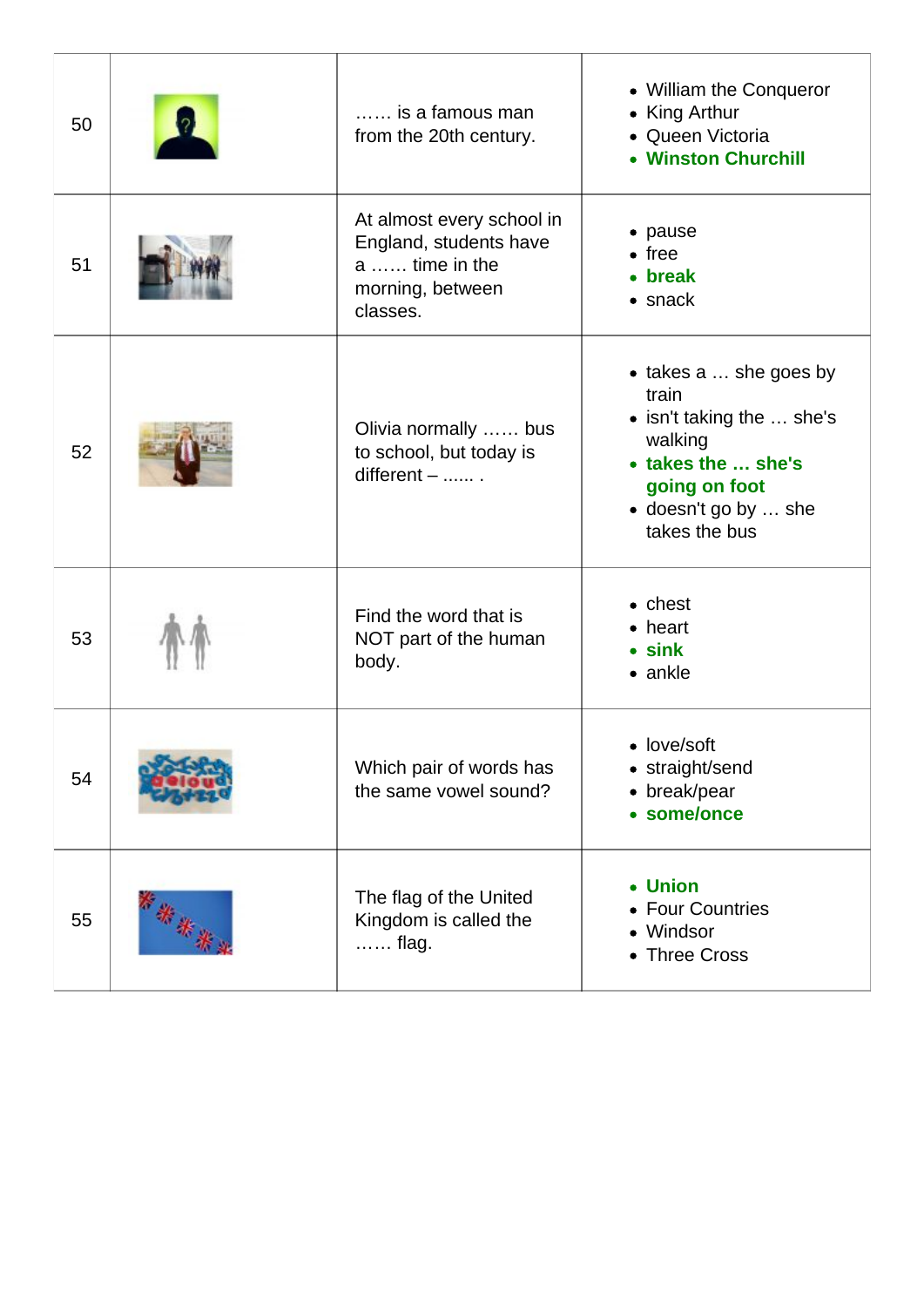| | | | |
|---|---|---|---|
| 50 | | …… is a famous man from the 20th century. | • William the Conqueror<br>• King Arthur<br>• Queen Victoria<br>• **Winston Churchill** |
| 51 | | At almost every school in England, students have a …… time in the morning, between classes. | • pause<br>• free<br>• **break**<br>• snack |
| 52 | | Olivia normally …… bus to school, but today is different – ...... . | • takes a … she goes by train<br>• isn't taking the … she's walking<br>• **takes the … she's going on foot**<br>• doesn't go by … she takes the bus |
| 53 | | Find the word that is NOT part of the human body. | • chest<br>• heart<br>• **sink**<br>• ankle |
| 54 | | Which pair of words has the same vowel sound? | • love/soft<br>• straight/send<br>• break/pear<br>• **some/once** |
| 55 | | The flag of the United Kingdom is called the …… flag. | • **Union**<br>• Four Countries<br>• Windsor<br>• Three Cross |